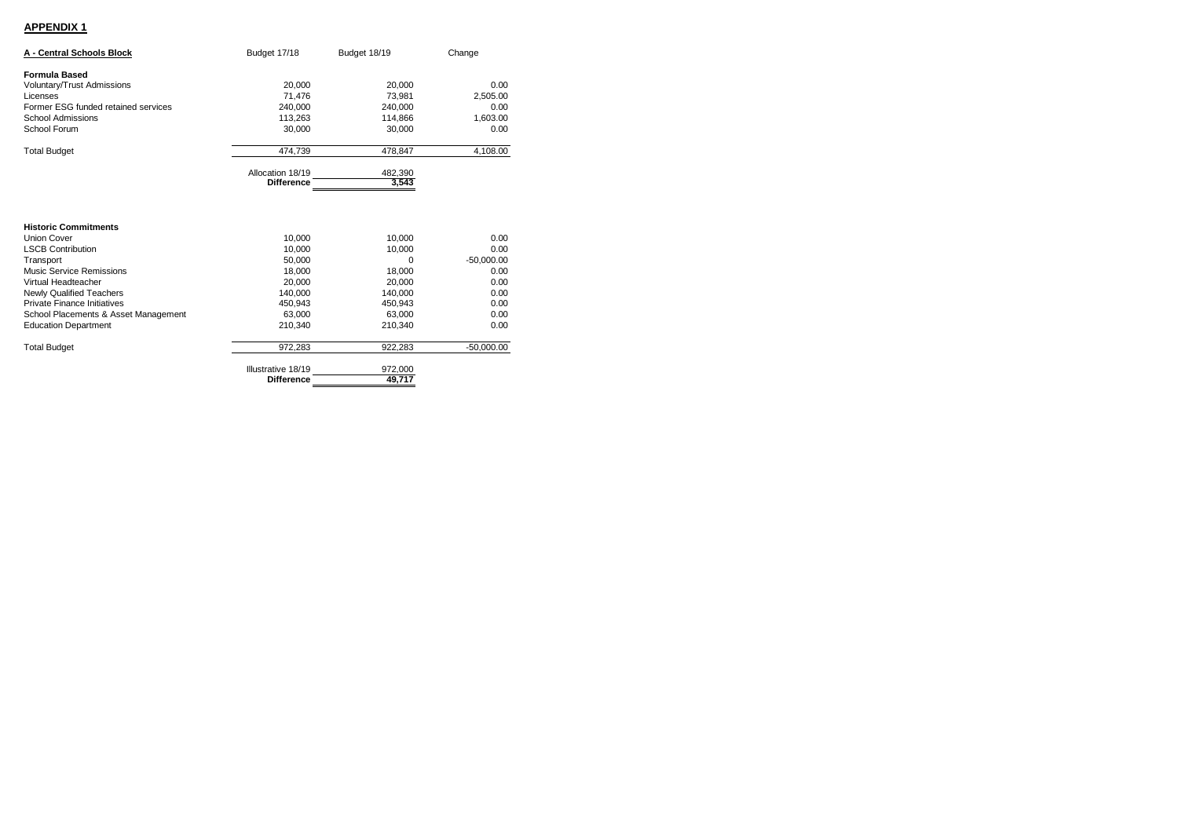## APPENDIX 1

| A - Central Schools Block | Budget 17/18 | Budget 18/19 | Change |
|---|---|---|---|
| **Formula Based** | | | |
| Voluntary/Trust Admissions | 20,000 | 20,000 | 0.00 |
| Licenses | 71,476 | 73,981 | 2,505.00 |
| Former ESG funded retained services | 240,000 | 240,000 | 0.00 |
| School Admissions | 113,263 | 114,866 | 1,603.00 |
| School Forum | 30,000 | 30,000 | 0.00 |
| Total Budget | 474,739 | 478,847 | 4,108.00 |
| | Allocation 18/19 | 482,390 | |
| | **Difference** | **3,543** | |

| | Budget 17/18 | Budget 18/19 | Change |
|---|---|---|---|
| **Historic Commitments** | | | |
| Union Cover | 10,000 | 10,000 | 0.00 |
| LSCB Contribution | 10,000 | 10,000 | 0.00 |
| Transport | 50,000 | 0 | -50,000.00 |
| Music Service Remissions | 18,000 | 18,000 | 0.00 |
| Virtual Headteacher | 20,000 | 20,000 | 0.00 |
| Newly Qualified Teachers | 140,000 | 140,000 | 0.00 |
| Private Finance Initiatives | 450,943 | 450,943 | 0.00 |
| School Placements & Asset Management | 63,000 | 63,000 | 0.00 |
| Education Department | 210,340 | 210,340 | 0.00 |
| Total Budget | 972,283 | 922,283 | -50,000.00 |
| | Illustrative 18/19 | 972,000 | |
| | **Difference** | **49,717** | |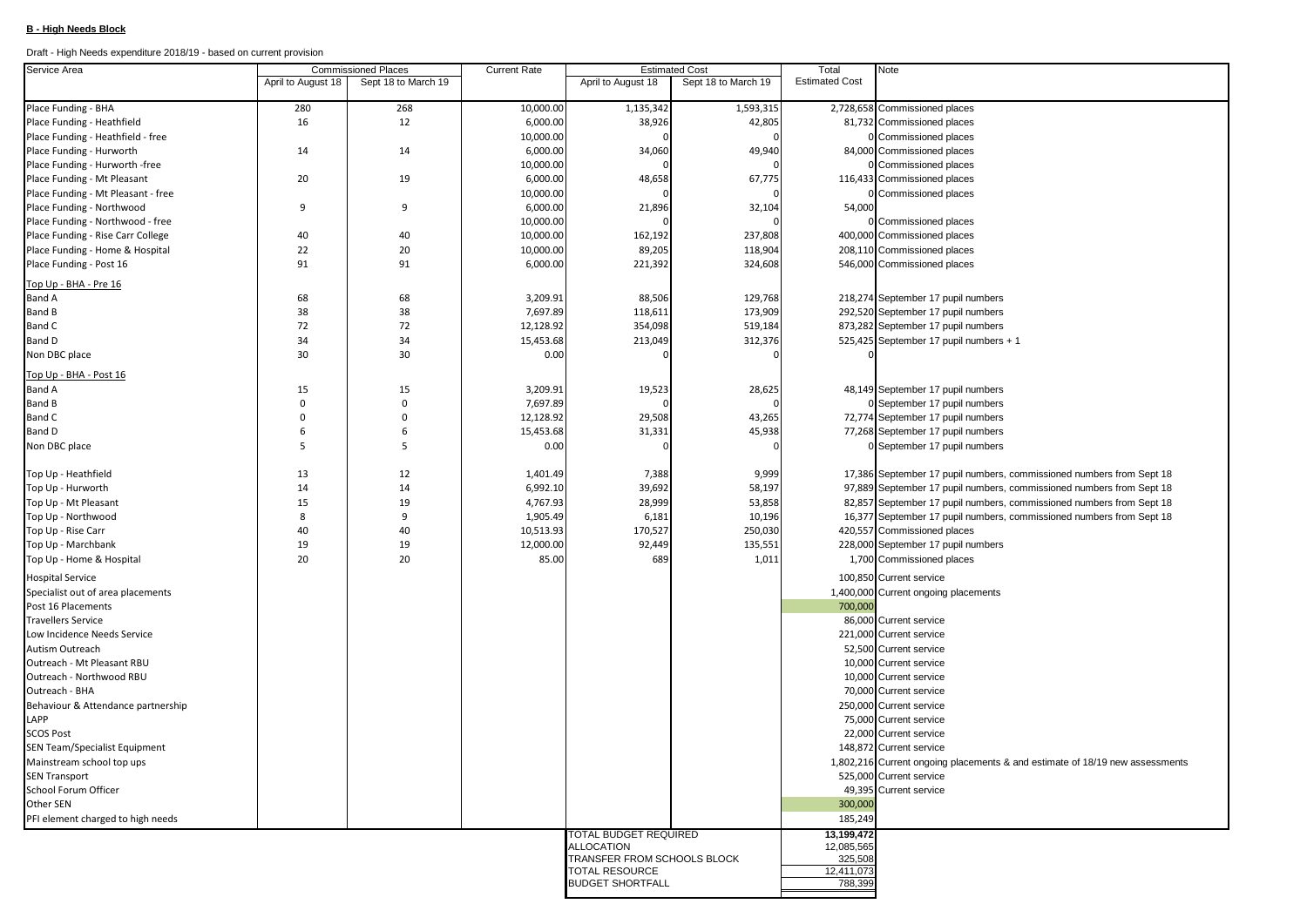**B - High Needs Block**

Draft - High Needs expenditure 2018/19 - based on current provision

| Service Area | Commissioned Places | | Current Rate | Estimated Cost | | Total | Note |
|---|---|---|---|---|---|---|---|
| | April to August 18 | Sept 18 to March 19 | | April to August 18 | Sept 18 to March 19 | Estimated Cost | |
| Place Funding - BHA | 280 | 268 | 10,000.00 | 1,135,342 | 1,593,315 | 2,728,658 | Commissioned places |
| Place Funding - Heathfield | 16 | 12 | 6,000.00 | 38,926 | 42,805 | 81,732 | Commissioned places |
| Place Funding - Heathfield - free | | | 10,000.00 | 0 | 0 | 0 | Commissioned places |
| Place Funding - Hurworth | 14 | 14 | 6,000.00 | 34,060 | 49,940 | 84,000 | Commissioned places |
| Place Funding - Hurworth -free | | | 10,000.00 | 0 | 0 | 0 | Commissioned places |
| Place Funding - Mt Pleasant | 20 | 19 | 6,000.00 | 48,658 | 67,775 | 116,433 | Commissioned places |
| Place Funding - Mt Pleasant - free | | | 10,000.00 | 0 | 0 | 0 | Commissioned places |
| Place Funding - Northwood | 9 | 9 | 6,000.00 | 21,896 | 32,104 | 54,000 | |
| Place Funding - Northwood - free | | | 10,000.00 | 0 | 0 | 0 | Commissioned places |
| Place Funding - Rise Carr College | 40 | 40 | 10,000.00 | 162,192 | 237,808 | 400,000 | Commissioned places |
| Place Funding - Home & Hospital | 22 | 20 | 10,000.00 | 89,205 | 118,904 | 208,110 | Commissioned places |
| Place Funding - Post 16 | 91 | 91 | 6,000.00 | 221,392 | 324,608 | 546,000 | Commissioned places |
| Top Up - BHA - Pre 16 | | | | | | | |
| Band A | 68 | 68 | 3,209.91 | 88,506 | 129,768 | 218,274 | September 17 pupil numbers |
| Band B | 38 | 38 | 7,697.89 | 118,611 | 173,909 | 292,520 | September 17 pupil numbers |
| Band C | 72 | 72 | 12,128.92 | 354,098 | 519,184 | 873,282 | September 17 pupil numbers |
| Band D | 34 | 34 | 15,453.68 | 213,049 | 312,376 | 525,425 | September 17 pupil numbers + 1 |
| Non DBC place | 30 | 30 | 0.00 | 0 | 0 | 0 | |
| Top Up - BHA - Post 16 | | | | | | | |
| Band A | 15 | 15 | 3,209.91 | 19,523 | 28,625 | 48,149 | September 17 pupil numbers |
| Band B | 0 | 0 | 7,697.89 | 0 | 0 | 0 | September 17 pupil numbers |
| Band C | 0 | 0 | 12,128.92 | 29,508 | 43,265 | 72,774 | September 17 pupil numbers |
| Band D | 6 | 6 | 15,453.68 | 31,331 | 45,938 | 77,268 | September 17 pupil numbers |
| Non DBC place | 5 | 5 | 0.00 | 0 | 0 | 0 | September 17 pupil numbers |
| Top Up - Heathfield | 13 | 12 | 1,401.49 | 7,388 | 9,999 | 17,386 | September 17 pupil numbers, commissioned numbers from Sept 18 |
| Top Up - Hurworth | 14 | 14 | 6,992.10 | 39,692 | 58,197 | 97,889 | September 17 pupil numbers, commissioned numbers from Sept 18 |
| Top Up - Mt Pleasant | 15 | 19 | 4,767.93 | 28,999 | 53,858 | 82,857 | September 17 pupil numbers, commissioned numbers from Sept 18 |
| Top Up - Northwood | 8 | 9 | 1,905.49 | 6,181 | 10,196 | 16,377 | September 17 pupil numbers, commissioned numbers from Sept 18 |
| Top Up - Rise Carr | 40 | 40 | 10,513.93 | 170,527 | 250,030 | 420,557 | Commissioned places |
| Top Up - Marchbank | 19 | 19 | 12,000.00 | 92,449 | 135,551 | 228,000 | September 17 pupil numbers |
| Top Up - Home & Hospital | 20 | 20 | 85.00 | 689 | 1,011 | 1,700 | Commissioned places |
| Hospital Service | | | | | | 100,850 | Current service |
| Specialist out of area placements | | | | | | 1,400,000 | Current ongoing placements |
| Post 16 Placements | | | | | | 700,000 | |
| Travellers Service | | | | | | 86,000 | Current service |
| Low Incidence Needs Service | | | | | | 221,000 | Current service |
| Autism Outreach | | | | | | 52,500 | Current service |
| Outreach - Mt Pleasant RBU | | | | | | 10,000 | Current service |
| Outreach - Northwood RBU | | | | | | 10,000 | Current service |
| Outreach - BHA | | | | | | 70,000 | Current service |
| Behaviour & Attendance partnership | | | | | | 250,000 | Current service |
| LAPP | | | | | | 75,000 | Current service |
| SCOS Post | | | | | | 22,000 | Current service |
| SEN Team/Specialist Equipment | | | | | | 148,872 | Current service |
| Mainstream school top ups | | | | | | 1,802,216 | Current ongoing placements & and estimate of 18/19 new assessments |
| SEN Transport | | | | | | 525,000 | Current service |
| School Forum Officer | | | | | | 49,395 | Current service |
| Other SEN | | | | | | 300,000 | |
| PFI element charged to high needs | | | | | | 185,249 | |
| | | | | TOTAL BUDGET REQUIRED | | 13,199,472 | |
| | | | | ALLOCATION | | 12,085,565 | |
| | | | | TRANSFER FROM SCHOOLS BLOCK | | 325,508 | |
| | | | | TOTAL RESOURCE | | 12,411,073 | |
| | | | | BUDGET SHORTFALL | | 788,399 | |